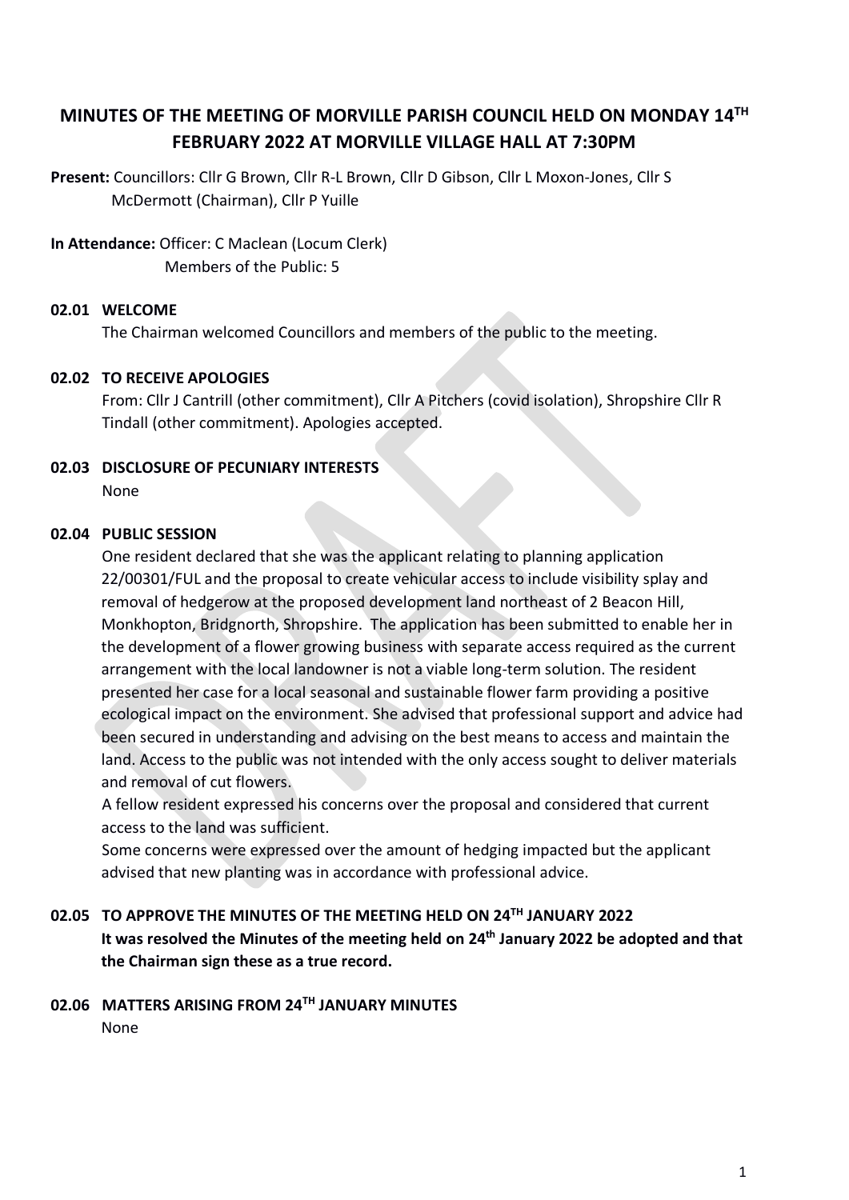# MINUTES OF THE MEETING OF MORVILLE PARISH COUNCIL HELD ON MONDAY 14TH FEBRUARY 2022 AT MORVILLE VILLAGE HALL AT 7:30PM

**Present:** Councillors: Cllr G Brown, Cllr R-L Brown, Cllr D Gibson, Cllr L Moxon-Jones, Cllr S McDermott (Chairman), Cllr P Yuille

**In Attendance:** Officer: C Maclean (Locum Clerk)
Members of the Public: 5

### 02.01 WELCOME

The Chairman welcomed Councillors and members of the public to the meeting.

### 02.02 TO RECEIVE APOLOGIES

From: Cllr J Cantrill (other commitment), Cllr A Pitchers (covid isolation), Shropshire Cllr R Tindall (other commitment). Apologies accepted.

### 02.03 DISCLOSURE OF PECUNIARY INTERESTS

None

### 02.04 PUBLIC SESSION

One resident declared that she was the applicant relating to planning application 22/00301/FUL and the proposal to create vehicular access to include visibility splay and removal of hedgerow at the proposed development land northeast of 2 Beacon Hill, Monkhopton, Bridgnorth, Shropshire. The application has been submitted to enable her in the development of a flower growing business with separate access required as the current arrangement with the local landowner is not a viable long-term solution. The resident presented her case for a local seasonal and sustainable flower farm providing a positive ecological impact on the environment. She advised that professional support and advice had been secured in understanding and advising on the best means to access and maintain the land. Access to the public was not intended with the only access sought to deliver materials and removal of cut flowers.

A fellow resident expressed his concerns over the proposal and considered that current access to the land was sufficient.

Some concerns were expressed over the amount of hedging impacted but the applicant advised that new planting was in accordance with professional advice.

### 02.05 TO APPROVE THE MINUTES OF THE MEETING HELD ON 24TH JANUARY 2022

**It was resolved the Minutes of the meeting held on 24th January 2022 be adopted and that the Chairman sign these as a true record.**

### 02.06 MATTERS ARISING FROM 24TH JANUARY MINUTES

None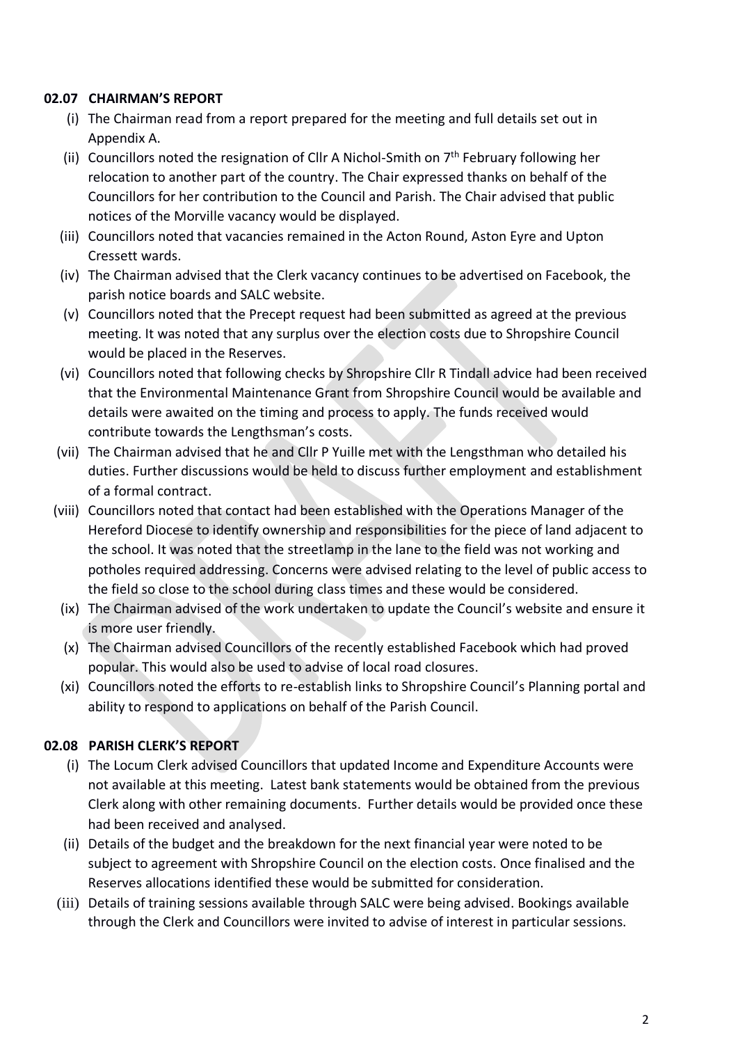### 02.07 CHAIRMAN'S REPORT

(i) The Chairman read from a report prepared for the meeting and full details set out in Appendix A.

(ii) Councillors noted the resignation of Cllr A Nichol-Smith on 7th February following her relocation to another part of the country. The Chair expressed thanks on behalf of the Councillors for her contribution to the Council and Parish. The Chair advised that public notices of the Morville vacancy would be displayed.

(iii) Councillors noted that vacancies remained in the Acton Round, Aston Eyre and Upton Cressett wards.

(iv) The Chairman advised that the Clerk vacancy continues to be advertised on Facebook, the parish notice boards and SALC website.

(v) Councillors noted that the Precept request had been submitted as agreed at the previous meeting. It was noted that any surplus over the election costs due to Shropshire Council would be placed in the Reserves.

(vi) Councillors noted that following checks by Shropshire Cllr R Tindall advice had been received that the Environmental Maintenance Grant from Shropshire Council would be available and details were awaited on the timing and process to apply. The funds received would contribute towards the Lengthsman's costs.

(vii) The Chairman advised that he and Cllr P Yuille met with the Lengsthman who detailed his duties. Further discussions would be held to discuss further employment and establishment of a formal contract.

(viii) Councillors noted that contact had been established with the Operations Manager of the Hereford Diocese to identify ownership and responsibilities for the piece of land adjacent to the school. It was noted that the streetlamp in the lane to the field was not working and potholes required addressing. Concerns were advised relating to the level of public access to the field so close to the school during class times and these would be considered.

(ix) The Chairman advised of the work undertaken to update the Council's website and ensure it is more user friendly.

(x) The Chairman advised Councillors of the recently established Facebook which had proved popular. This would also be used to advise of local road closures.

(xi) Councillors noted the efforts to re-establish links to Shropshire Council's Planning portal and ability to respond to applications on behalf of the Parish Council.

### 02.08 PARISH CLERK'S REPORT

(i) The Locum Clerk advised Councillors that updated Income and Expenditure Accounts were not available at this meeting. Latest bank statements would be obtained from the previous Clerk along with other remaining documents. Further details would be provided once these had been received and analysed.

(ii) Details of the budget and the breakdown for the next financial year were noted to be subject to agreement with Shropshire Council on the election costs. Once finalised and the Reserves allocations identified these would be submitted for consideration.

(iii) Details of training sessions available through SALC were being advised. Bookings available through the Clerk and Councillors were invited to advise of interest in particular sessions.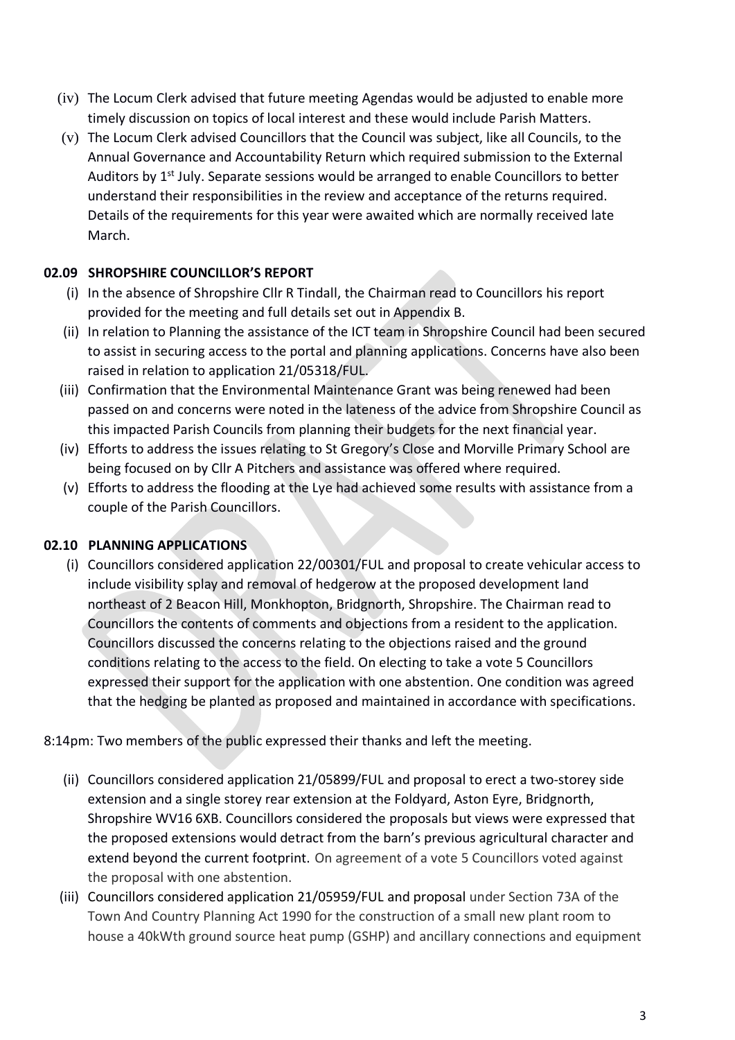(iv) The Locum Clerk advised that future meeting Agendas would be adjusted to enable more timely discussion on topics of local interest and these would include Parish Matters.

(v) The Locum Clerk advised Councillors that the Council was subject, like all Councils, to the Annual Governance and Accountability Return which required submission to the External Auditors by 1st July. Separate sessions would be arranged to enable Councillors to better understand their responsibilities in the review and acceptance of the returns required. Details of the requirements for this year were awaited which are normally received late March.

### 02.09 SHROPSHIRE COUNCILLOR'S REPORT

(i) In the absence of Shropshire Cllr R Tindall, the Chairman read to Councillors his report provided for the meeting and full details set out in Appendix B.

(ii) In relation to Planning the assistance of the ICT team in Shropshire Council had been secured to assist in securing access to the portal and planning applications. Concerns have also been raised in relation to application 21/05318/FUL.

(iii) Confirmation that the Environmental Maintenance Grant was being renewed had been passed on and concerns were noted in the lateness of the advice from Shropshire Council as this impacted Parish Councils from planning their budgets for the next financial year.

(iv) Efforts to address the issues relating to St Gregory's Close and Morville Primary School are being focused on by Cllr A Pitchers and assistance was offered where required.

(v) Efforts to address the flooding at the Lye had achieved some results with assistance from a couple of the Parish Councillors.

### 02.10 PLANNING APPLICATIONS

(i) Councillors considered application 22/00301/FUL and proposal to create vehicular access to include visibility splay and removal of hedgerow at the proposed development land northeast of 2 Beacon Hill, Monkhopton, Bridgnorth, Shropshire. The Chairman read to Councillors the contents of comments and objections from a resident to the application. Councillors discussed the concerns relating to the objections raised and the ground conditions relating to the access to the field. On electing to take a vote 5 Councillors expressed their support for the application with one abstention. One condition was agreed that the hedging be planted as proposed and maintained in accordance with specifications.

8:14pm: Two members of the public expressed their thanks and left the meeting.

(ii) Councillors considered application 21/05899/FUL and proposal to erect a two-storey side extension and a single storey rear extension at the Foldyard, Aston Eyre, Bridgnorth, Shropshire WV16 6XB. Councillors considered the proposals but views were expressed that the proposed extensions would detract from the barn's previous agricultural character and extend beyond the current footprint. On agreement of a vote 5 Councillors voted against the proposal with one abstention.

(iii) Councillors considered application 21/05959/FUL and proposal under Section 73A of the Town And Country Planning Act 1990 for the construction of a small new plant room to house a 40kWth ground source heat pump (GSHP) and ancillary connections and equipment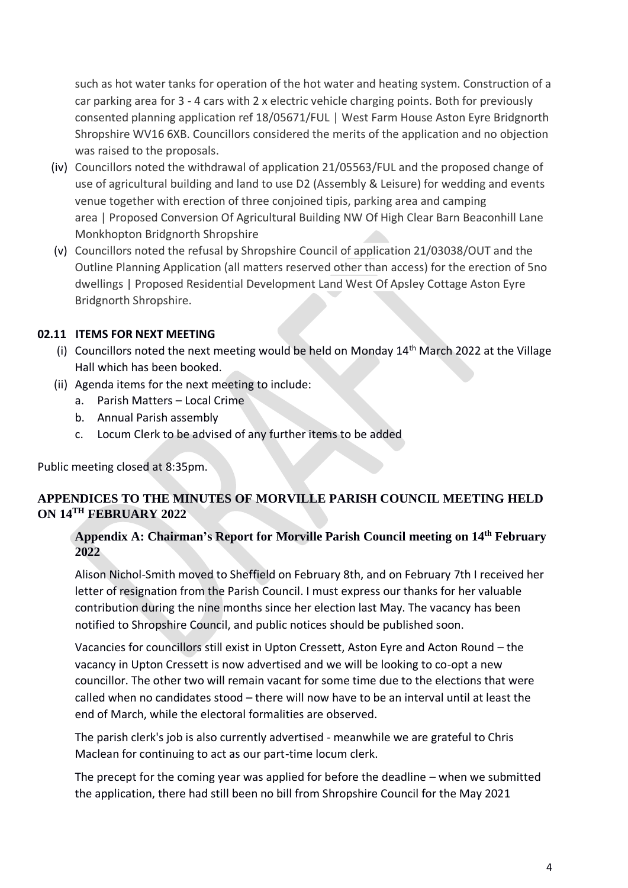such as hot water tanks for operation of the hot water and heating system. Construction of a car parking area for 3 - 4 cars with 2 x electric vehicle charging points. Both for previously consented planning application ref 18/05671/FUL | West Farm House Aston Eyre Bridgnorth Shropshire WV16 6XB. Councillors considered the merits of the application and no objection was raised to the proposals.

(iv) Councillors noted the withdrawal of application 21/05563/FUL and the proposed change of use of agricultural building and land to use D2 (Assembly & Leisure) for wedding and events venue together with erection of three conjoined tipis, parking area and camping area | Proposed Conversion Of Agricultural Building NW Of High Clear Barn Beaconhill Lane Monkhopton Bridgnorth Shropshire

(v) Councillors noted the refusal by Shropshire Council of application 21/03038/OUT and the Outline Planning Application (all matters reserved other than access) for the erection of 5no dwellings | Proposed Residential Development Land West Of Apsley Cottage Aston Eyre Bridgnorth Shropshire.

### 02.11 ITEMS FOR NEXT MEETING

(i) Councillors noted the next meeting would be held on Monday 14th March 2022 at the Village Hall which has been booked.

(ii) Agenda items for the next meeting to include:

a. Parish Matters – Local Crime
b. Annual Parish assembly
c. Locum Clerk to be advised of any further items to be added

Public meeting closed at 8:35pm.

## APPENDICES TO THE MINUTES OF MORVILLE PARISH COUNCIL MEETING HELD ON 14TH FEBRUARY 2022

### Appendix A: Chairman's Report for Morville Parish Council meeting on 14th February 2022

Alison Nichol-Smith moved to Sheffield on February 8th, and on February 7th I received her letter of resignation from the Parish Council. I must express our thanks for her valuable contribution during the nine months since her election last May. The vacancy has been notified to Shropshire Council, and public notices should be published soon.

Vacancies for councillors still exist in Upton Cressett, Aston Eyre and Acton Round – the vacancy in Upton Cressett is now advertised and we will be looking to co-opt a new councillor. The other two will remain vacant for some time due to the elections that were called when no candidates stood – there will now have to be an interval until at least the end of March, while the electoral formalities are observed.

The parish clerk's job is also currently advertised - meanwhile we are grateful to Chris Maclean for continuing to act as our part-time locum clerk.

The precept for the coming year was applied for before the deadline – when we submitted the application, there had still been no bill from Shropshire Council for the May 2021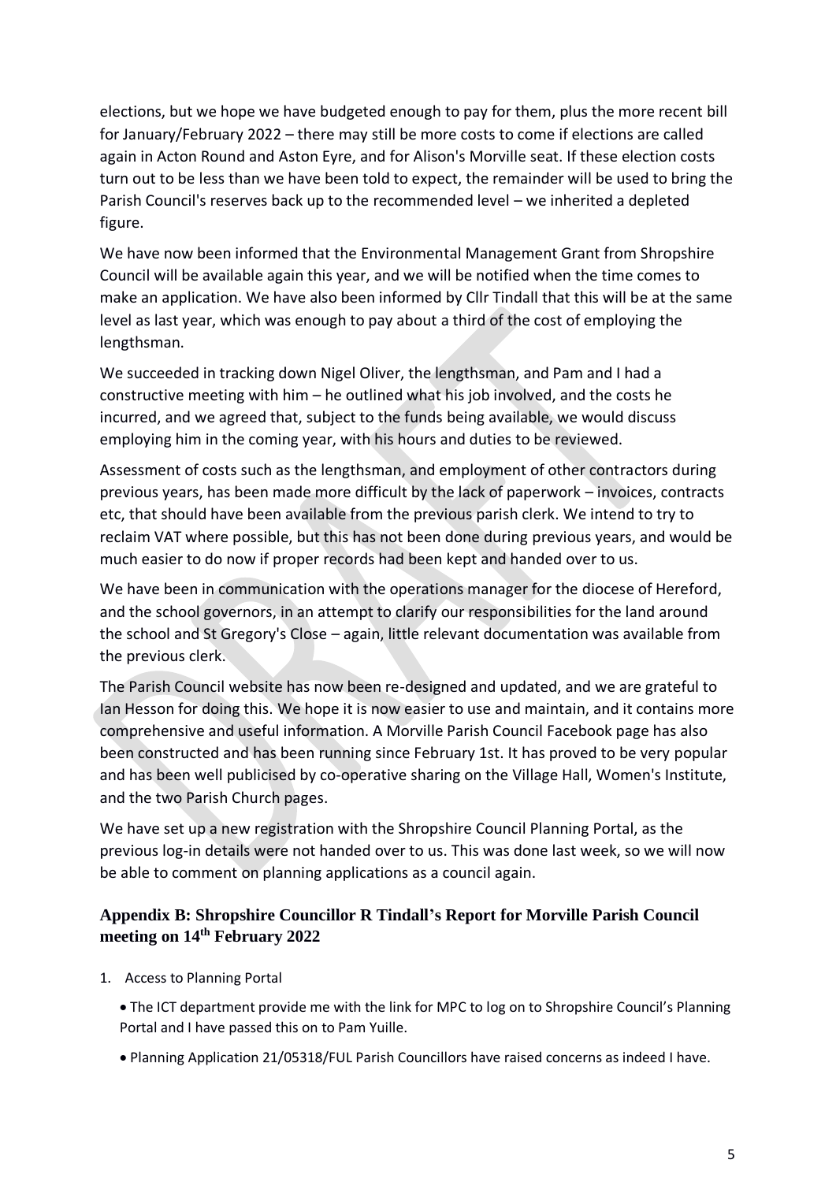elections, but we hope we have budgeted enough to pay for them, plus the more recent bill for January/February 2022 – there may still be more costs to come if elections are called again in Acton Round and Aston Eyre, and for Alison's Morville seat. If these election costs turn out to be less than we have been told to expect, the remainder will be used to bring the Parish Council's reserves back up to the recommended level – we inherited a depleted figure.

We have now been informed that the Environmental Management Grant from Shropshire Council will be available again this year, and we will be notified when the time comes to make an application. We have also been informed by Cllr Tindall that this will be at the same level as last year, which was enough to pay about a third of the cost of employing the lengthsman.

We succeeded in tracking down Nigel Oliver, the lengthsman, and Pam and I had a constructive meeting with him – he outlined what his job involved, and the costs he incurred, and we agreed that, subject to the funds being available, we would discuss employing him in the coming year, with his hours and duties to be reviewed.

Assessment of costs such as the lengthsman, and employment of other contractors during previous years, has been made more difficult by the lack of paperwork – invoices, contracts etc, that should have been available from the previous parish clerk. We intend to try to reclaim VAT where possible, but this has not been done during previous years, and would be much easier to do now if proper records had been kept and handed over to us.

We have been in communication with the operations manager for the diocese of Hereford, and the school governors, in an attempt to clarify our responsibilities for the land around the school and St Gregory's Close – again, little relevant documentation was available from the previous clerk.

The Parish Council website has now been re-designed and updated, and we are grateful to Ian Hesson for doing this. We hope it is now easier to use and maintain, and it contains more comprehensive and useful information. A Morville Parish Council Facebook page has also been constructed and has been running since February 1st. It has proved to be very popular and has been well publicised by co-operative sharing on the Village Hall, Women's Institute, and the two Parish Church pages.

We have set up a new registration with the Shropshire Council Planning Portal, as the previous log-in details were not handed over to us. This was done last week, so we will now be able to comment on planning applications as a council again.

## Appendix B: Shropshire Councillor R Tindall's Report for Morville Parish Council meeting on 14th February 2022

1. Access to Planning Portal
   - The ICT department provide me with the link for MPC to log on to Shropshire Council's Planning Portal and I have passed this on to Pam Yuille.
   - Planning Application 21/05318/FUL Parish Councillors have raised concerns as indeed I have.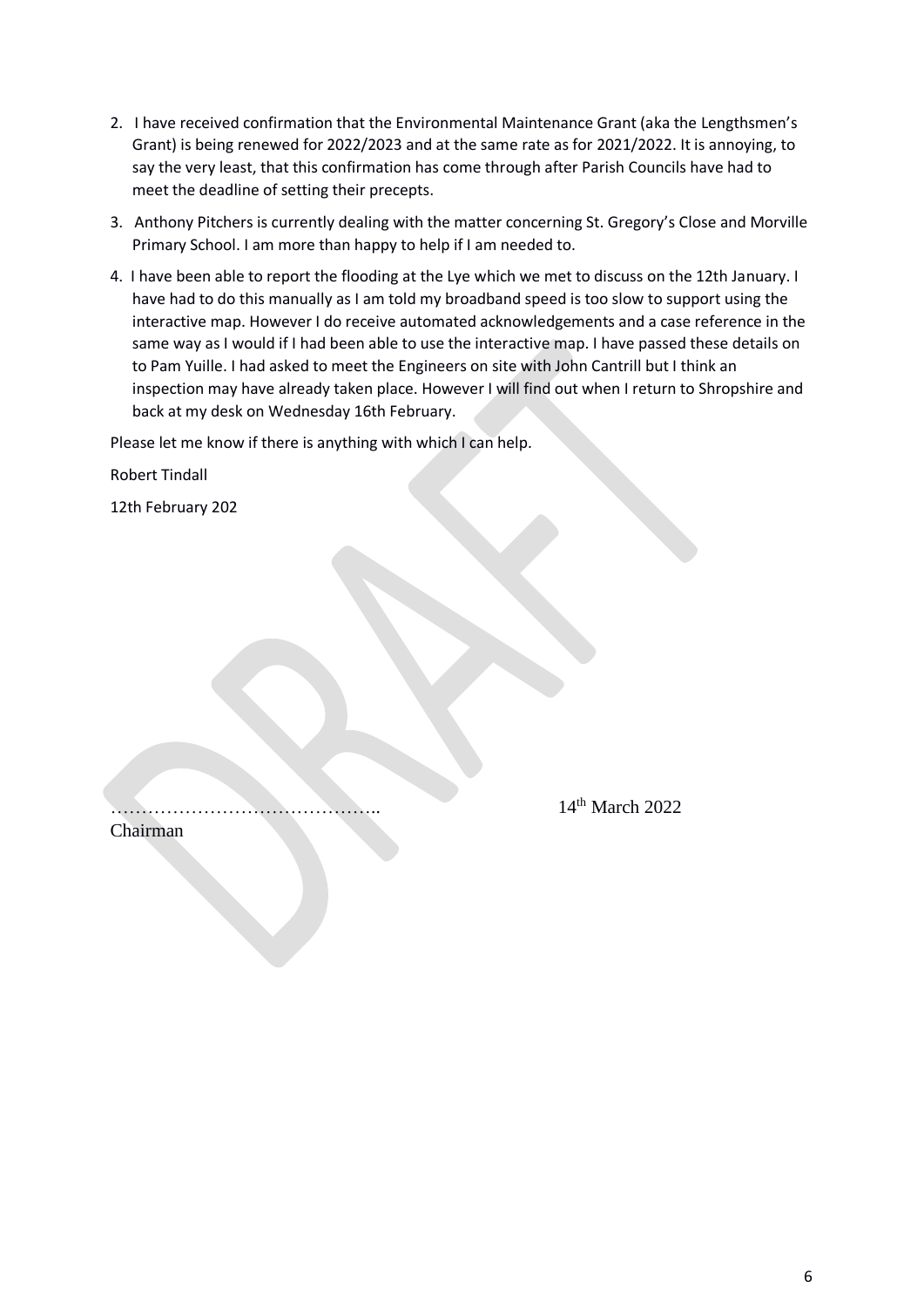2. I have received confirmation that the Environmental Maintenance Grant (aka the Lengthsmen's Grant) is being renewed for 2022/2023 and at the same rate as for 2021/2022. It is annoying, to say the very least, that this confirmation has come through after Parish Councils have had to meet the deadline of setting their precepts.

3. Anthony Pitchers is currently dealing with the matter concerning St. Gregory's Close and Morville Primary School. I am more than happy to help if I am needed to.

4. I have been able to report the flooding at the Lye which we met to discuss on the 12th January. I have had to do this manually as I am told my broadband speed is too slow to support using the interactive map. However I do receive automated acknowledgements and a case reference in the same way as I would if I had been able to use the interactive map. I have passed these details on to Pam Yuille. I had asked to meet the Engineers on site with John Cantrill but I think an inspection may have already taken place. However I will find out when I return to Shropshire and back at my desk on Wednesday 16th February.

Please let me know if there is anything with which I can help.

Robert Tindall

12th February 202

…………………………………….. 14th March 2022

Chairman